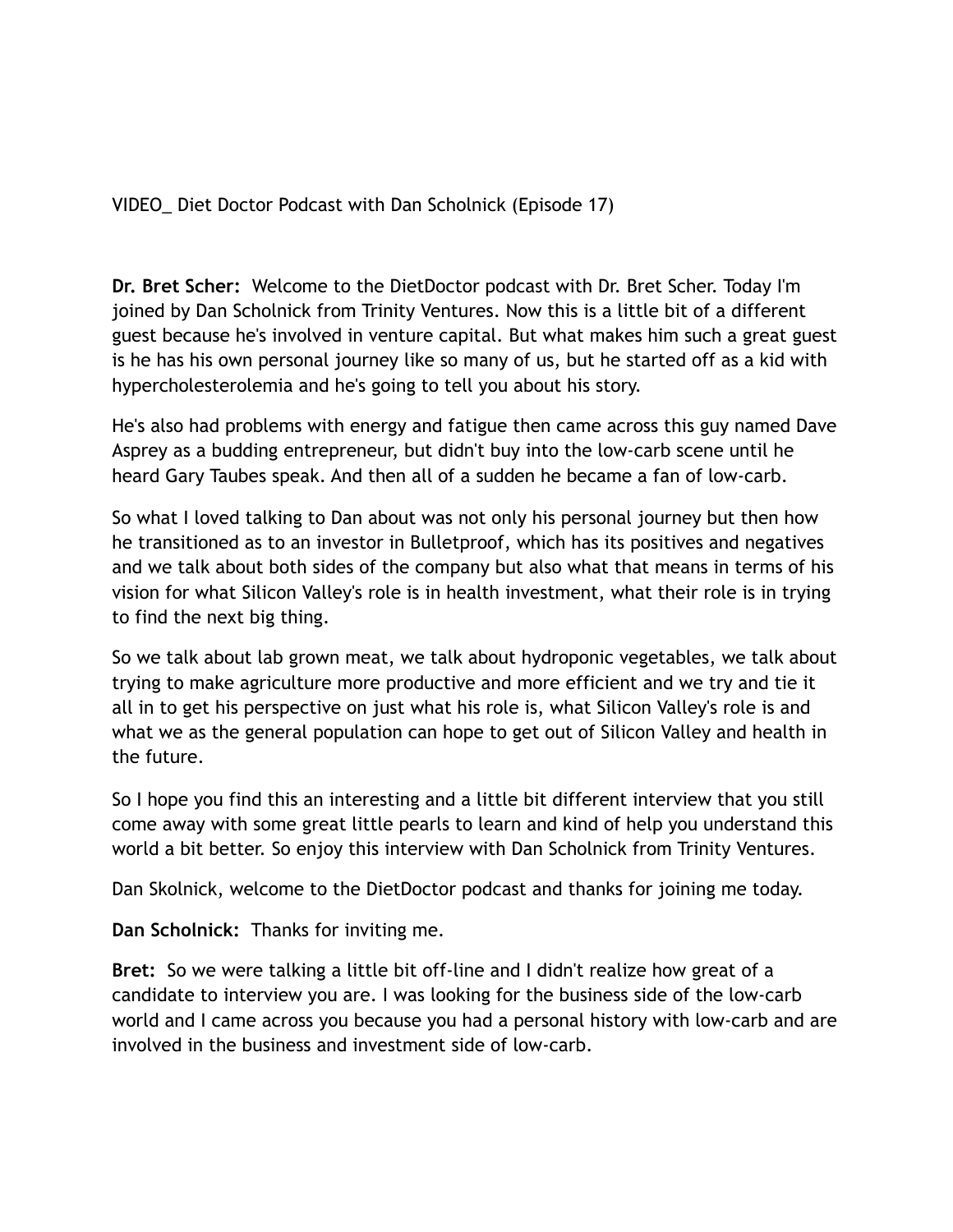VIDEO_ Diet Doctor Podcast with Dan Scholnick (Episode 17)

**Dr. Bret Scher:** Welcome to the DietDoctor podcast with Dr. Bret Scher. Today I'm joined by Dan Scholnick from Trinity Ventures. Now this is a little bit of a different guest because he's involved in venture capital. But what makes him such a great guest is he has his own personal journey like so many of us, but he started off as a kid with hypercholesterolemia and he's going to tell you about his story.

He's also had problems with energy and fatigue then came across this guy named Dave Asprey as a budding entrepreneur, but didn't buy into the low-carb scene until he heard Gary Taubes speak. And then all of a sudden he became a fan of low-carb.

So what I loved talking to Dan about was not only his personal journey but then how he transitioned as to an investor in Bulletproof, which has its positives and negatives and we talk about both sides of the company but also what that means in terms of his vision for what Silicon Valley's role is in health investment, what their role is in trying to find the next big thing.

So we talk about lab grown meat, we talk about hydroponic vegetables, we talk about trying to make agriculture more productive and more efficient and we try and tie it all in to get his perspective on just what his role is, what Silicon Valley's role is and what we as the general population can hope to get out of Silicon Valley and health in the future.

So I hope you find this an interesting and a little bit different interview that you still come away with some great little pearls to learn and kind of help you understand this world a bit better. So enjoy this interview with Dan Scholnick from Trinity Ventures.

Dan Skolnick, welcome to the DietDoctor podcast and thanks for joining me today.

**Dan Scholnick:** Thanks for inviting me.

**Bret:** So we were talking a little bit off-line and I didn't realize how great of a candidate to interview you are. I was looking for the business side of the low-carb world and I came across you because you had a personal history with low-carb and are involved in the business and investment side of low-carb.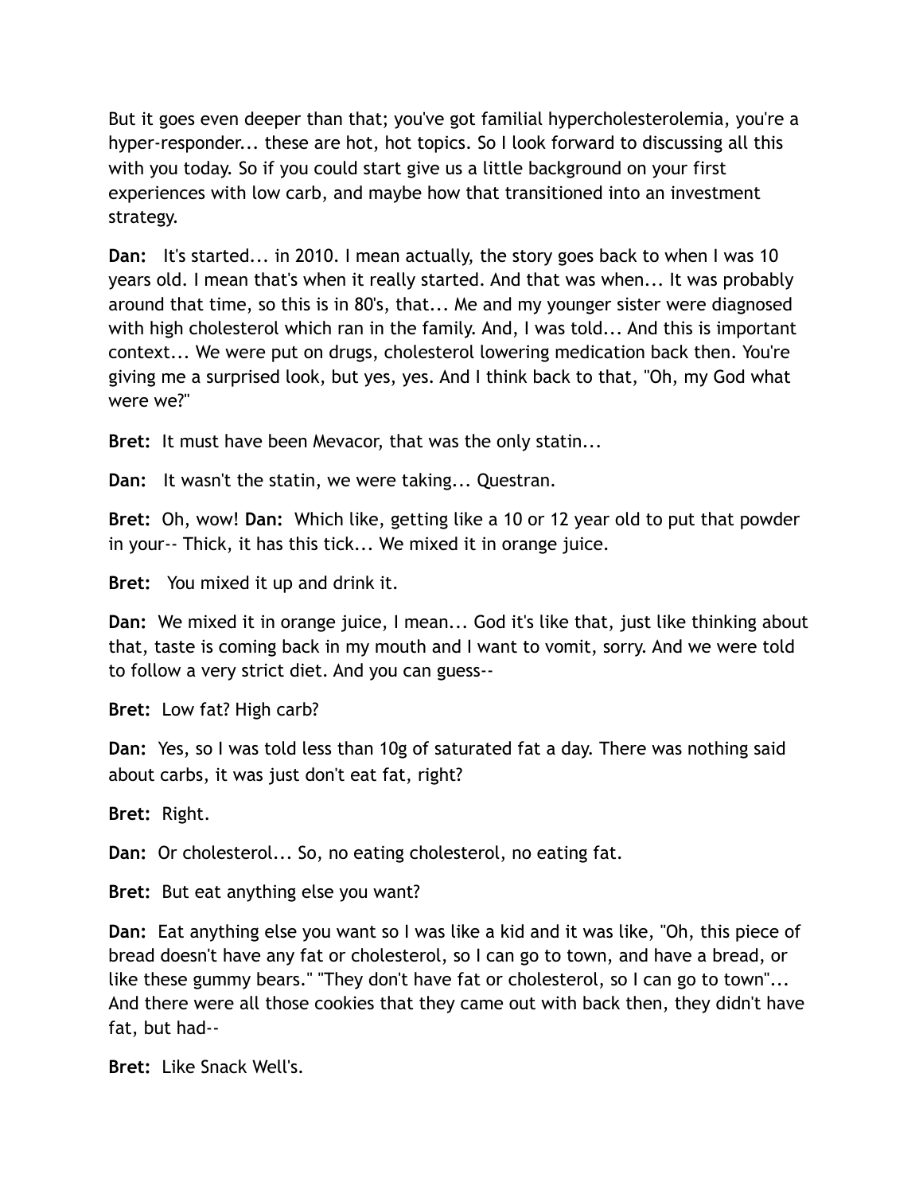But it goes even deeper than that; you've got familial hypercholesterolemia, you're a hyper-responder... these are hot, hot topics. So I look forward to discussing all this with you today. So if you could start give us a little background on your first experiences with low carb, and maybe how that transitioned into an investment strategy.

**Dan:** It's started... in 2010. I mean actually, the story goes back to when I was 10 years old. I mean that's when it really started. And that was when... It was probably around that time, so this is in 80's, that... Me and my younger sister were diagnosed with high cholesterol which ran in the family. And, I was told... And this is important context... We were put on drugs, cholesterol lowering medication back then. You're giving me a surprised look, but yes, yes. And I think back to that, "Oh, my God what were we?"

**Bret:** It must have been Mevacor, that was the only statin...

**Dan:** It wasn't the statin, we were taking... Questran.

**Bret:** Oh, wow! **Dan:** Which like, getting like a 10 or 12 year old to put that powder in your-- Thick, it has this tick... We mixed it in orange juice.

**Bret:** You mixed it up and drink it.

**Dan:** We mixed it in orange juice, I mean... God it's like that, just like thinking about that, taste is coming back in my mouth and I want to vomit, sorry. And we were told to follow a very strict diet. And you can guess--

**Bret:** Low fat? High carb?

**Dan:** Yes, so I was told less than 10g of saturated fat a day. There was nothing said about carbs, it was just don't eat fat, right?

**Bret:** Right.

**Dan:** Or cholesterol... So, no eating cholesterol, no eating fat.

**Bret:** But eat anything else you want?

**Dan:** Eat anything else you want so I was like a kid and it was like, "Oh, this piece of bread doesn't have any fat or cholesterol, so I can go to town, and have a bread, or like these gummy bears." "They don't have fat or cholesterol, so I can go to town"... And there were all those cookies that they came out with back then, they didn't have fat, but had--

**Bret:** Like Snack Well's.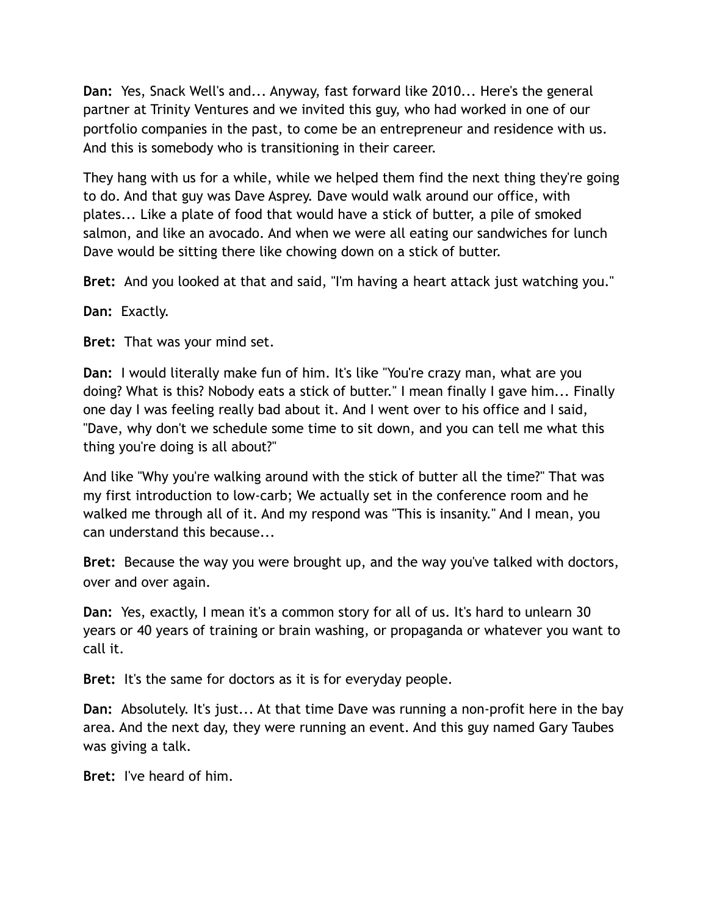**Dan:** Yes, Snack Well's and... Anyway, fast forward like 2010... Here's the general partner at Trinity Ventures and we invited this guy, who had worked in one of our portfolio companies in the past, to come be an entrepreneur and residence with us. And this is somebody who is transitioning in their career.

They hang with us for a while, while we helped them find the next thing they're going to do. And that guy was Dave Asprey. Dave would walk around our office, with plates... Like a plate of food that would have a stick of butter, a pile of smoked salmon, and like an avocado. And when we were all eating our sandwiches for lunch Dave would be sitting there like chowing down on a stick of butter.

**Bret:** And you looked at that and said, "I'm having a heart attack just watching you."

**Dan:** Exactly.

**Bret:** That was your mind set.

**Dan:** I would literally make fun of him. It's like "You're crazy man, what are you doing? What is this? Nobody eats a stick of butter." I mean finally I gave him... Finally one day I was feeling really bad about it. And I went over to his office and I said, "Dave, why don't we schedule some time to sit down, and you can tell me what this thing you're doing is all about?"

And like "Why you're walking around with the stick of butter all the time?" That was my first introduction to low-carb; We actually set in the conference room and he walked me through all of it. And my respond was "This is insanity." And I mean, you can understand this because...

**Bret:** Because the way you were brought up, and the way you've talked with doctors, over and over again.

**Dan:** Yes, exactly, I mean it's a common story for all of us. It's hard to unlearn 30 years or 40 years of training or brain washing, or propaganda or whatever you want to call it.

**Bret:** It's the same for doctors as it is for everyday people.

**Dan:** Absolutely. It's just... At that time Dave was running a non-profit here in the bay area. And the next day, they were running an event. And this guy named Gary Taubes was giving a talk.

**Bret:** I've heard of him.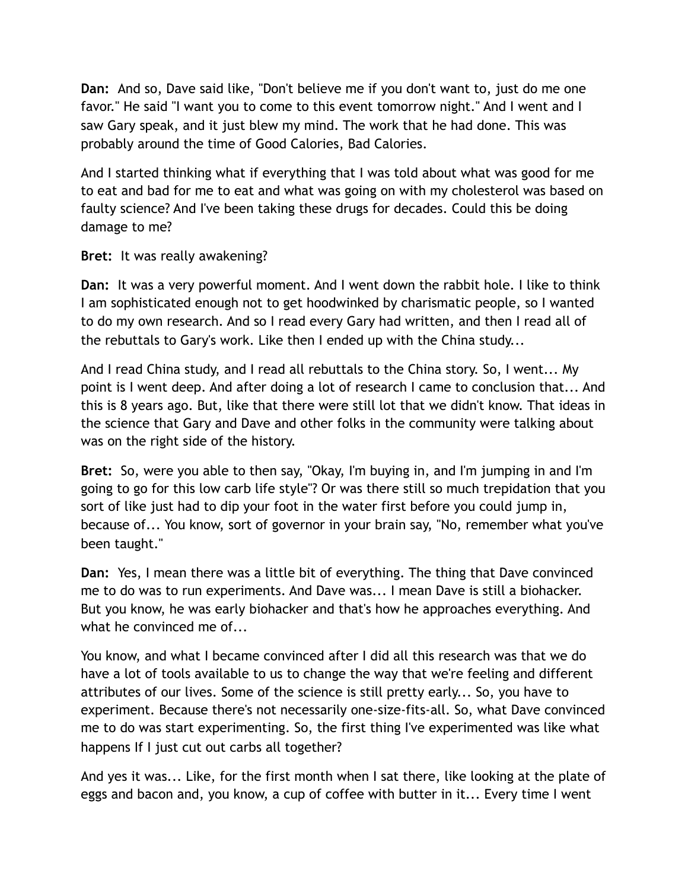**Dan:** And so, Dave said like, "Don't believe me if you don't want to, just do me one favor." He said "I want you to come to this event tomorrow night." And I went and I saw Gary speak, and it just blew my mind. The work that he had done. This was probably around the time of Good Calories, Bad Calories.

And I started thinking what if everything that I was told about what was good for me to eat and bad for me to eat and what was going on with my cholesterol was based on faulty science? And I've been taking these drugs for decades. Could this be doing damage to me?

**Bret:** It was really awakening?

**Dan:** It was a very powerful moment. And I went down the rabbit hole. I like to think I am sophisticated enough not to get hoodwinked by charismatic people, so I wanted to do my own research. And so I read every Gary had written, and then I read all of the rebuttals to Gary's work. Like then I ended up with the China study...

And I read China study, and I read all rebuttals to the China story. So, I went... My point is I went deep. And after doing a lot of research I came to conclusion that... And this is 8 years ago. But, like that there were still lot that we didn't know. That ideas in the science that Gary and Dave and other folks in the community were talking about was on the right side of the history.

**Bret:** So, were you able to then say, "Okay, I'm buying in, and I'm jumping in and I'm going to go for this low carb life style"? Or was there still so much trepidation that you sort of like just had to dip your foot in the water first before you could jump in, because of... You know, sort of governor in your brain say, "No, remember what you've been taught."

**Dan:** Yes, I mean there was a little bit of everything. The thing that Dave convinced me to do was to run experiments. And Dave was... I mean Dave is still a biohacker. But you know, he was early biohacker and that's how he approaches everything. And what he convinced me of...

You know, and what I became convinced after I did all this research was that we do have a lot of tools available to us to change the way that we're feeling and different attributes of our lives. Some of the science is still pretty early... So, you have to experiment. Because there's not necessarily one-size-fits-all. So, what Dave convinced me to do was start experimenting. So, the first thing I've experimented was like what happens If I just cut out carbs all together?

And yes it was... Like, for the first month when I sat there, like looking at the plate of eggs and bacon and, you know, a cup of coffee with butter in it... Every time I went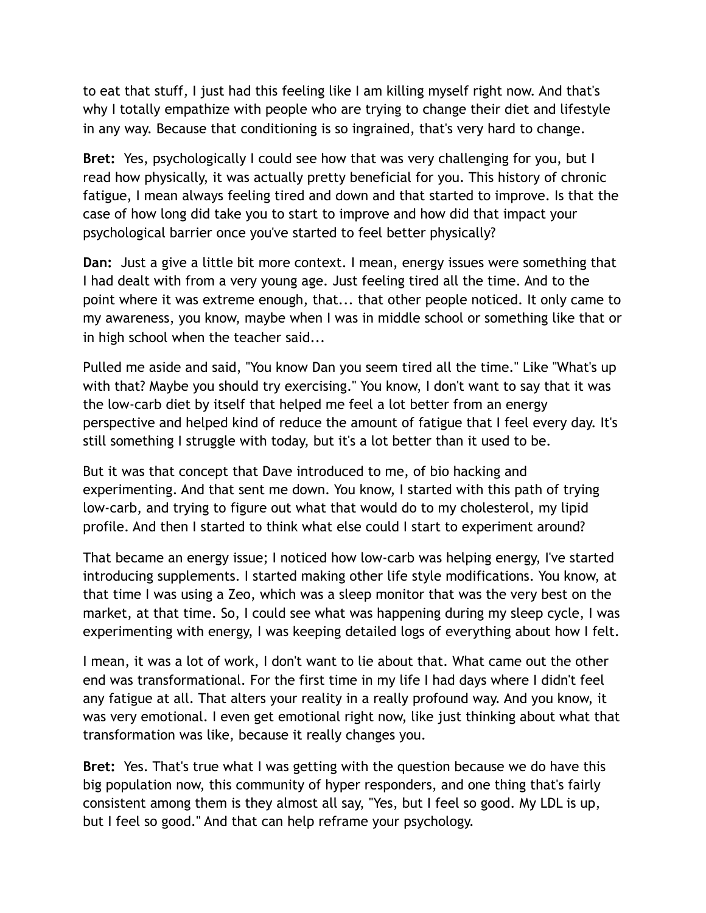to eat that stuff, I just had this feeling like I am killing myself right now. And that's why I totally empathize with people who are trying to change their diet and lifestyle in any way. Because that conditioning is so ingrained, that's very hard to change.

**Bret:** Yes, psychologically I could see how that was very challenging for you, but I read how physically, it was actually pretty beneficial for you. This history of chronic fatigue, I mean always feeling tired and down and that started to improve. Is that the case of how long did take you to start to improve and how did that impact your psychological barrier once you've started to feel better physically?

**Dan:** Just a give a little bit more context. I mean, energy issues were something that I had dealt with from a very young age. Just feeling tired all the time. And to the point where it was extreme enough, that... that other people noticed. It only came to my awareness, you know, maybe when I was in middle school or something like that or in high school when the teacher said...

Pulled me aside and said, "You know Dan you seem tired all the time." Like "What's up with that? Maybe you should try exercising." You know, I don't want to say that it was the low-carb diet by itself that helped me feel a lot better from an energy perspective and helped kind of reduce the amount of fatigue that I feel every day. It's still something I struggle with today, but it's a lot better than it used to be.

But it was that concept that Dave introduced to me, of bio hacking and experimenting. And that sent me down. You know, I started with this path of trying low-carb, and trying to figure out what that would do to my cholesterol, my lipid profile. And then I started to think what else could I start to experiment around?

That became an energy issue; I noticed how low-carb was helping energy, I've started introducing supplements. I started making other life style modifications. You know, at that time I was using a Zeo, which was a sleep monitor that was the very best on the market, at that time. So, I could see what was happening during my sleep cycle, I was experimenting with energy, I was keeping detailed logs of everything about how I felt.

I mean, it was a lot of work, I don't want to lie about that. What came out the other end was transformational. For the first time in my life I had days where I didn't feel any fatigue at all. That alters your reality in a really profound way. And you know, it was very emotional. I even get emotional right now, like just thinking about what that transformation was like, because it really changes you.

**Bret:** Yes. That's true what I was getting with the question because we do have this big population now, this community of hyper responders, and one thing that's fairly consistent among them is they almost all say, "Yes, but I feel so good. My LDL is up, but I feel so good." And that can help reframe your psychology.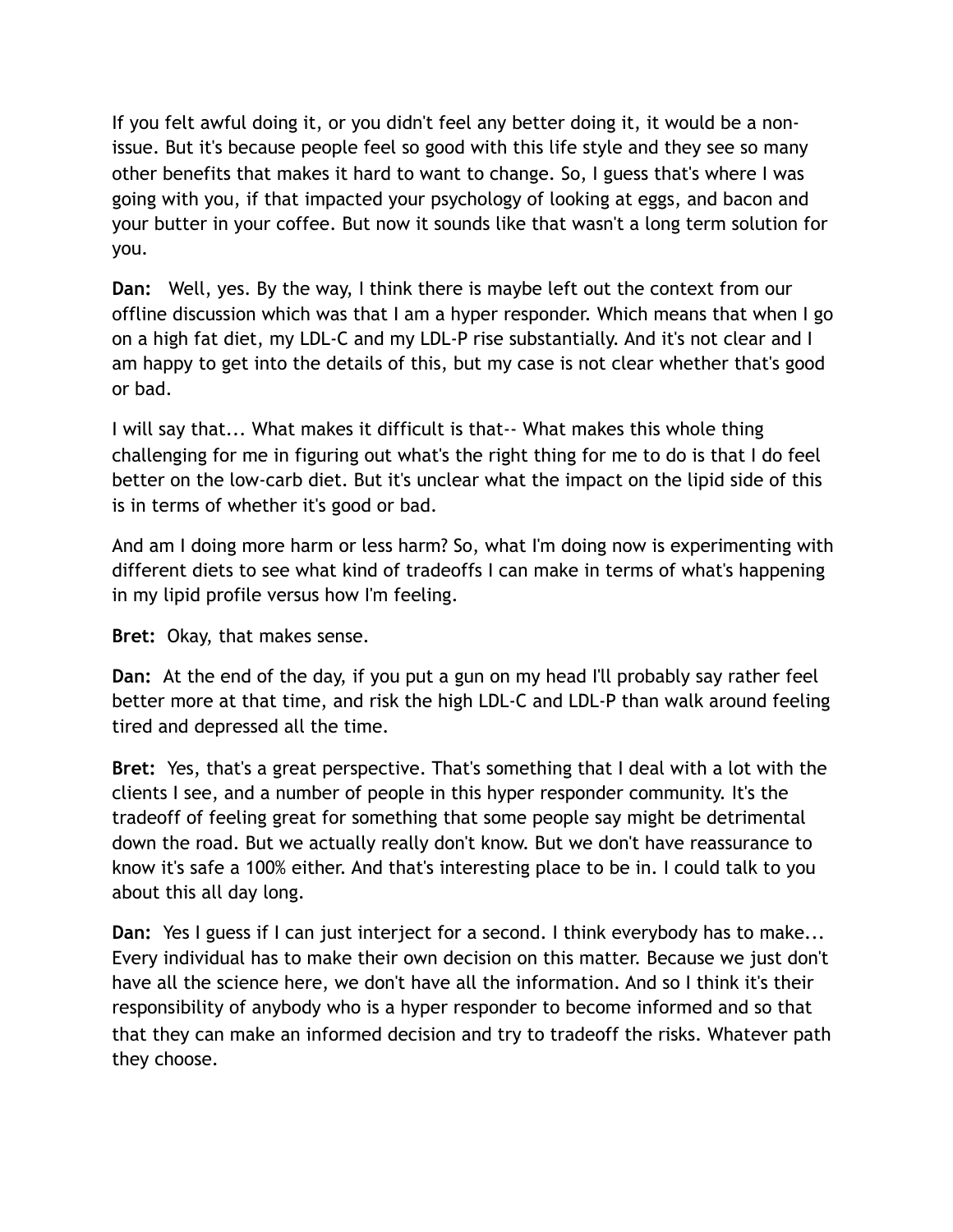If you felt awful doing it, or you didn't feel any better doing it, it would be a non-issue. But it's because people feel so good with this life style and they see so many other benefits that makes it hard to want to change. So, I guess that's where I was going with you, if that impacted your psychology of looking at eggs, and bacon and your butter in your coffee. But now it sounds like that wasn't a long term solution for you.

**Dan:** Well, yes. By the way, I think there is maybe left out the context from our offline discussion which was that I am a hyper responder. Which means that when I go on a high fat diet, my LDL-C and my LDL-P rise substantially. And it's not clear and I am happy to get into the details of this, but my case is not clear whether that's good or bad.

I will say that... What makes it difficult is that-- What makes this whole thing challenging for me in figuring out what's the right thing for me to do is that I do feel better on the low-carb diet. But it's unclear what the impact on the lipid side of this is in terms of whether it's good or bad.

And am I doing more harm or less harm? So, what I'm doing now is experimenting with different diets to see what kind of tradeoffs I can make in terms of what's happening in my lipid profile versus how I'm feeling.

**Bret:** Okay, that makes sense.

**Dan:** At the end of the day, if you put a gun on my head I'll probably say rather feel better more at that time, and risk the high LDL-C and LDL-P than walk around feeling tired and depressed all the time.

**Bret:** Yes, that's a great perspective. That's something that I deal with a lot with the clients I see, and a number of people in this hyper responder community. It's the tradeoff of feeling great for something that some people say might be detrimental down the road. But we actually really don't know. But we don't have reassurance to know it's safe a 100% either. And that's interesting place to be in. I could talk to you about this all day long.

**Dan:** Yes I guess if I can just interject for a second. I think everybody has to make... Every individual has to make their own decision on this matter. Because we just don't have all the science here, we don't have all the information. And so I think it's their responsibility of anybody who is a hyper responder to become informed and so that that they can make an informed decision and try to tradeoff the risks. Whatever path they choose.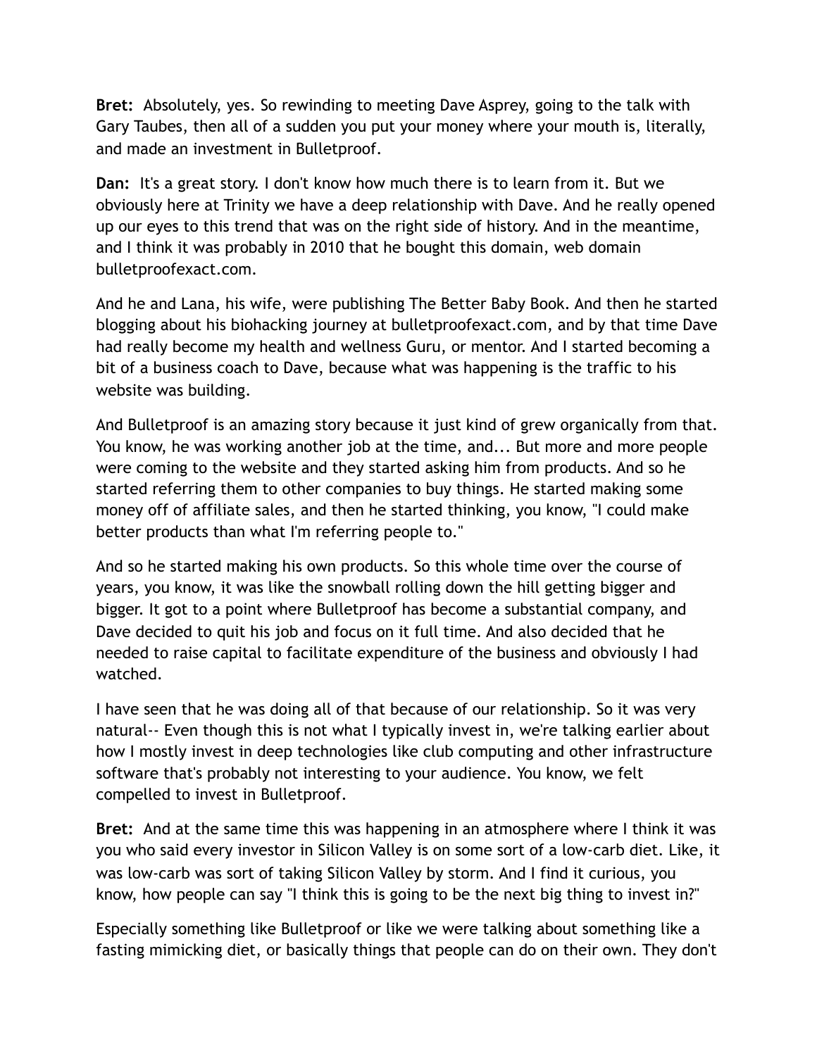**Bret:** Absolutely, yes. So rewinding to meeting Dave Asprey, going to the talk with Gary Taubes, then all of a sudden you put your money where your mouth is, literally, and made an investment in Bulletproof.

**Dan:** It's a great story. I don't know how much there is to learn from it. But we obviously here at Trinity we have a deep relationship with Dave. And he really opened up our eyes to this trend that was on the right side of history. And in the meantime, and I think it was probably in 2010 that he bought this domain, web domain bulletproofexact.com.

And he and Lana, his wife, were publishing The Better Baby Book. And then he started blogging about his biohacking journey at bulletproofexact.com, and by that time Dave had really become my health and wellness Guru, or mentor. And I started becoming a bit of a business coach to Dave, because what was happening is the traffic to his website was building.

And Bulletproof is an amazing story because it just kind of grew organically from that. You know, he was working another job at the time, and... But more and more people were coming to the website and they started asking him from products. And so he started referring them to other companies to buy things. He started making some money off of affiliate sales, and then he started thinking, you know, "I could make better products than what I'm referring people to."

And so he started making his own products. So this whole time over the course of years, you know, it was like the snowball rolling down the hill getting bigger and bigger. It got to a point where Bulletproof has become a substantial company, and Dave decided to quit his job and focus on it full time. And also decided that he needed to raise capital to facilitate expenditure of the business and obviously I had watched.

I have seen that he was doing all of that because of our relationship. So it was very natural-- Even though this is not what I typically invest in, we're talking earlier about how I mostly invest in deep technologies like club computing and other infrastructure software that's probably not interesting to your audience. You know, we felt compelled to invest in Bulletproof.

**Bret:** And at the same time this was happening in an atmosphere where I think it was you who said every investor in Silicon Valley is on some sort of a low-carb diet. Like, it was low-carb was sort of taking Silicon Valley by storm. And I find it curious, you know, how people can say "I think this is going to be the next big thing to invest in?"

Especially something like Bulletproof or like we were talking about something like a fasting mimicking diet, or basically things that people can do on their own. They don't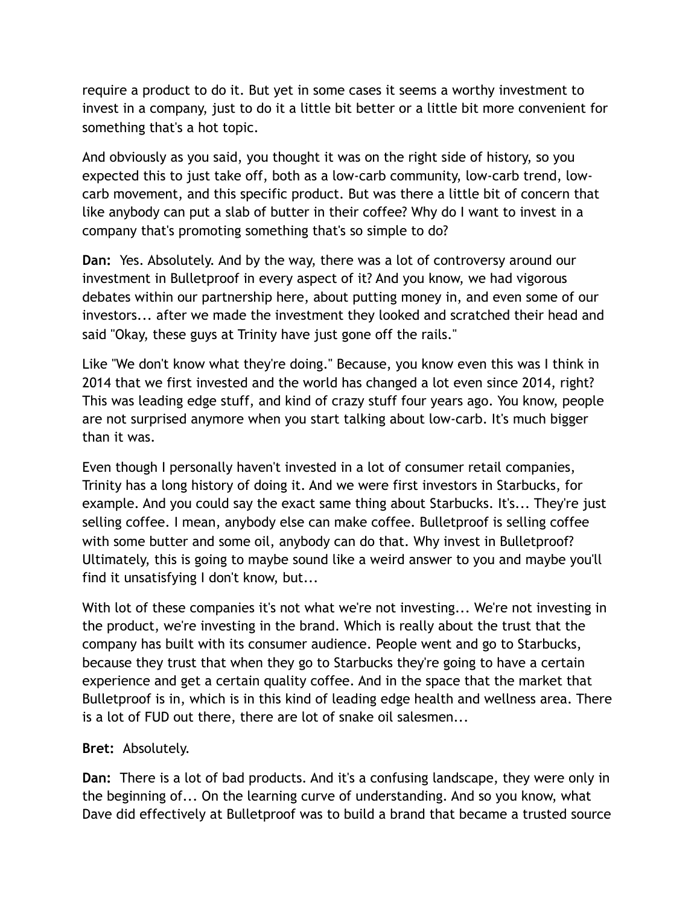require a product to do it. But yet in some cases it seems a worthy investment to invest in a company, just to do it a little bit better or a little bit more convenient for something that's a hot topic.

And obviously as you said, you thought it was on the right side of history, so you expected this to just take off, both as a low-carb community, low-carb trend, low-carb movement, and this specific product. But was there a little bit of concern that like anybody can put a slab of butter in their coffee? Why do I want to invest in a company that's promoting something that's so simple to do?

**Dan:** Yes. Absolutely. And by the way, there was a lot of controversy around our investment in Bulletproof in every aspect of it? And you know, we had vigorous debates within our partnership here, about putting money in, and even some of our investors... after we made the investment they looked and scratched their head and said "Okay, these guys at Trinity have just gone off the rails."

Like "We don't know what they're doing." Because, you know even this was I think in 2014 that we first invested and the world has changed a lot even since 2014, right? This was leading edge stuff, and kind of crazy stuff four years ago. You know, people are not surprised anymore when you start talking about low-carb. It's much bigger than it was.

Even though I personally haven't invested in a lot of consumer retail companies, Trinity has a long history of doing it. And we were first investors in Starbucks, for example. And you could say the exact same thing about Starbucks. It's... They're just selling coffee. I mean, anybody else can make coffee. Bulletproof is selling coffee with some butter and some oil, anybody can do that. Why invest in Bulletproof? Ultimately, this is going to maybe sound like a weird answer to you and maybe you'll find it unsatisfying I don't know, but...

With lot of these companies it's not what we're not investing... We're not investing in the product, we're investing in the brand. Which is really about the trust that the company has built with its consumer audience. People went and go to Starbucks, because they trust that when they go to Starbucks they're going to have a certain experience and get a certain quality coffee. And in the space that the market that Bulletproof is in, which is in this kind of leading edge health and wellness area. There is a lot of FUD out there, there are lot of snake oil salesmen...

**Bret:** Absolutely.

**Dan:** There is a lot of bad products. And it's a confusing landscape, they were only in the beginning of... On the learning curve of understanding. And so you know, what Dave did effectively at Bulletproof was to build a brand that became a trusted source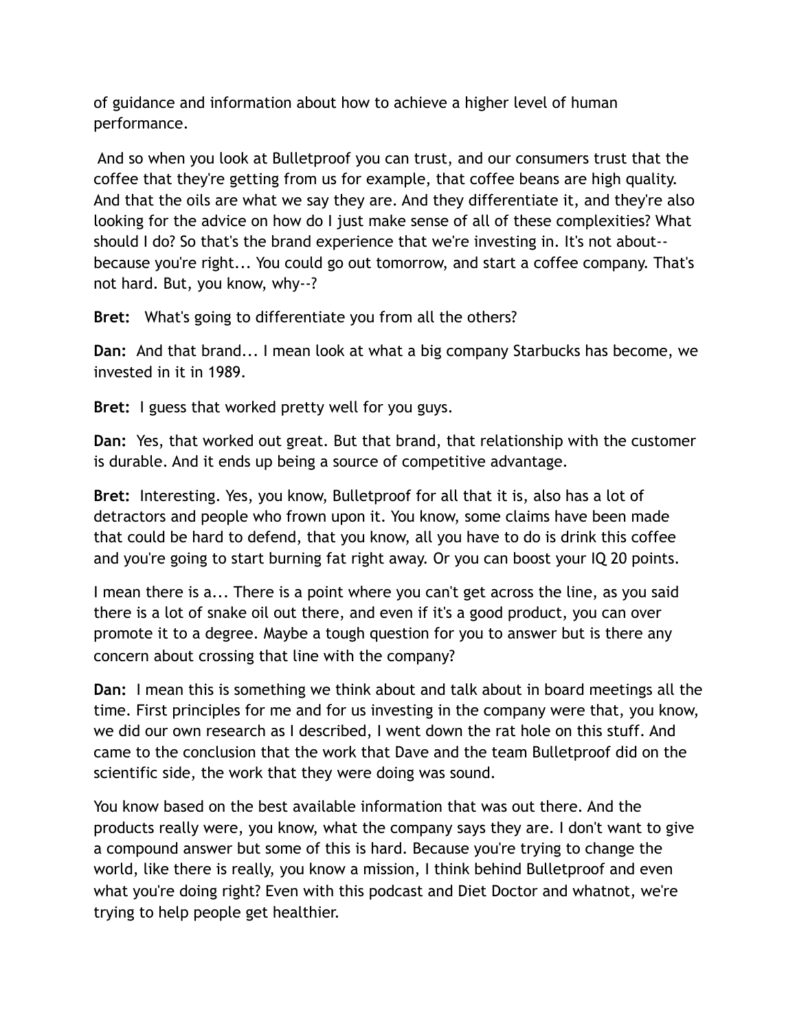of guidance and information about how to achieve a higher level of human performance.

And so when you look at Bulletproof you can trust, and our consumers trust that the coffee that they're getting from us for example, that coffee beans are high quality. And that the oils are what we say they are. And they differentiate it, and they're also looking for the advice on how do I just make sense of all of these complexities? What should I do? So that's the brand experience that we're investing in. It's not about-- because you're right... You could go out tomorrow, and start a coffee company. That's not hard. But, you know, why--?

**Bret:** What's going to differentiate you from all the others?

**Dan:** And that brand... I mean look at what a big company Starbucks has become, we invested in it in 1989.

**Bret:** I guess that worked pretty well for you guys.

**Dan:** Yes, that worked out great. But that brand, that relationship with the customer is durable. And it ends up being a source of competitive advantage.

**Bret:** Interesting. Yes, you know, Bulletproof for all that it is, also has a lot of detractors and people who frown upon it. You know, some claims have been made that could be hard to defend, that you know, all you have to do is drink this coffee and you're going to start burning fat right away. Or you can boost your IQ 20 points.

I mean there is a... There is a point where you can't get across the line, as you said there is a lot of snake oil out there, and even if it's a good product, you can over promote it to a degree. Maybe a tough question for you to answer but is there any concern about crossing that line with the company?

**Dan:** I mean this is something we think about and talk about in board meetings all the time. First principles for me and for us investing in the company were that, you know, we did our own research as I described, I went down the rat hole on this stuff. And came to the conclusion that the work that Dave and the team Bulletproof did on the scientific side, the work that they were doing was sound.

You know based on the best available information that was out there. And the products really were, you know, what the company says they are. I don't want to give a compound answer but some of this is hard. Because you're trying to change the world, like there is really, you know a mission, I think behind Bulletproof and even what you're doing right? Even with this podcast and Diet Doctor and whatnot, we're trying to help people get healthier.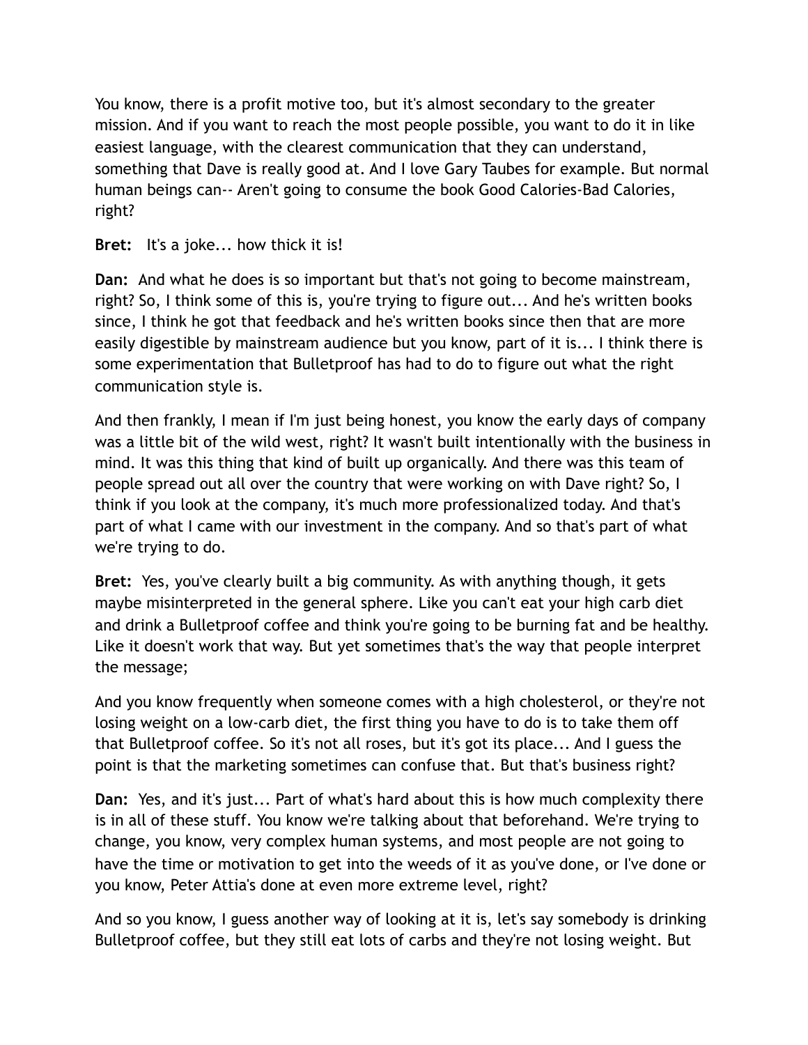You know, there is a profit motive too, but it's almost secondary to the greater mission. And if you want to reach the most people possible, you want to do it in like easiest language, with the clearest communication that they can understand, something that Dave is really good at. And I love Gary Taubes for example. But normal human beings can-- Aren't going to consume the book Good Calories-Bad Calories, right?

**Bret:** It's a joke... how thick it is!

**Dan:** And what he does is so important but that's not going to become mainstream, right? So, I think some of this is, you're trying to figure out... And he's written books since, I think he got that feedback and he's written books since then that are more easily digestible by mainstream audience but you know, part of it is... I think there is some experimentation that Bulletproof has had to do to figure out what the right communication style is.

And then frankly, I mean if I'm just being honest, you know the early days of company was a little bit of the wild west, right? It wasn't built intentionally with the business in mind. It was this thing that kind of built up organically. And there was this team of people spread out all over the country that were working on with Dave right? So, I think if you look at the company, it's much more professionalized today. And that's part of what I came with our investment in the company. And so that's part of what we're trying to do.

**Bret:** Yes, you've clearly built a big community. As with anything though, it gets maybe misinterpreted in the general sphere. Like you can't eat your high carb diet and drink a Bulletproof coffee and think you're going to be burning fat and be healthy. Like it doesn't work that way. But yet sometimes that's the way that people interpret the message;

And you know frequently when someone comes with a high cholesterol, or they're not losing weight on a low-carb diet, the first thing you have to do is to take them off that Bulletproof coffee. So it's not all roses, but it's got its place... And I guess the point is that the marketing sometimes can confuse that. But that's business right?

**Dan:** Yes, and it's just... Part of what's hard about this is how much complexity there is in all of these stuff. You know we're talking about that beforehand. We're trying to change, you know, very complex human systems, and most people are not going to have the time or motivation to get into the weeds of it as you've done, or I've done or you know, Peter Attia's done at even more extreme level, right?

And so you know, I guess another way of looking at it is, let's say somebody is drinking Bulletproof coffee, but they still eat lots of carbs and they're not losing weight. But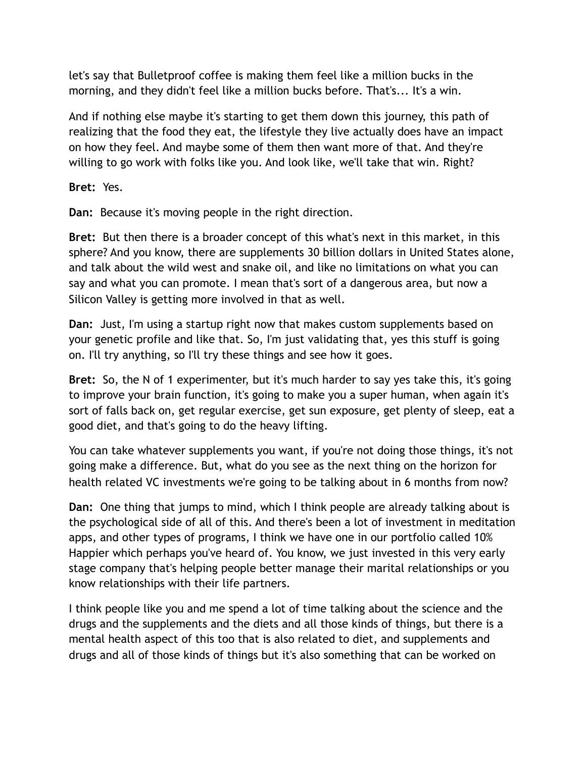let's say that Bulletproof coffee is making them feel like a million bucks in the morning, and they didn't feel like a million bucks before. That's... It's a win.

And if nothing else maybe it's starting to get them down this journey, this path of realizing that the food they eat, the lifestyle they live actually does have an impact on how they feel. And maybe some of them then want more of that. And they're willing to go work with folks like you. And look like, we'll take that win. Right?

**Bret:** Yes.

**Dan:** Because it's moving people in the right direction.

**Bret:** But then there is a broader concept of this what's next in this market, in this sphere? And you know, there are supplements 30 billion dollars in United States alone, and talk about the wild west and snake oil, and like no limitations on what you can say and what you can promote. I mean that's sort of a dangerous area, but now a Silicon Valley is getting more involved in that as well.

**Dan:** Just, I'm using a startup right now that makes custom supplements based on your genetic profile and like that. So, I'm just validating that, yes this stuff is going on. I'll try anything, so I'll try these things and see how it goes.

**Bret:** So, the N of 1 experimenter, but it's much harder to say yes take this, it's going to improve your brain function, it's going to make you a super human, when again it's sort of falls back on, get regular exercise, get sun exposure, get plenty of sleep, eat a good diet, and that's going to do the heavy lifting.

You can take whatever supplements you want, if you're not doing those things, it's not going make a difference. But, what do you see as the next thing on the horizon for health related VC investments we're going to be talking about in 6 months from now?

**Dan:** One thing that jumps to mind, which I think people are already talking about is the psychological side of all of this. And there's been a lot of investment in meditation apps, and other types of programs, I think we have one in our portfolio called 10% Happier which perhaps you've heard of. You know, we just invested in this very early stage company that's helping people better manage their marital relationships or you know relationships with their life partners.

I think people like you and me spend a lot of time talking about the science and the drugs and the supplements and the diets and all those kinds of things, but there is a mental health aspect of this too that is also related to diet, and supplements and drugs and all of those kinds of things but it's also something that can be worked on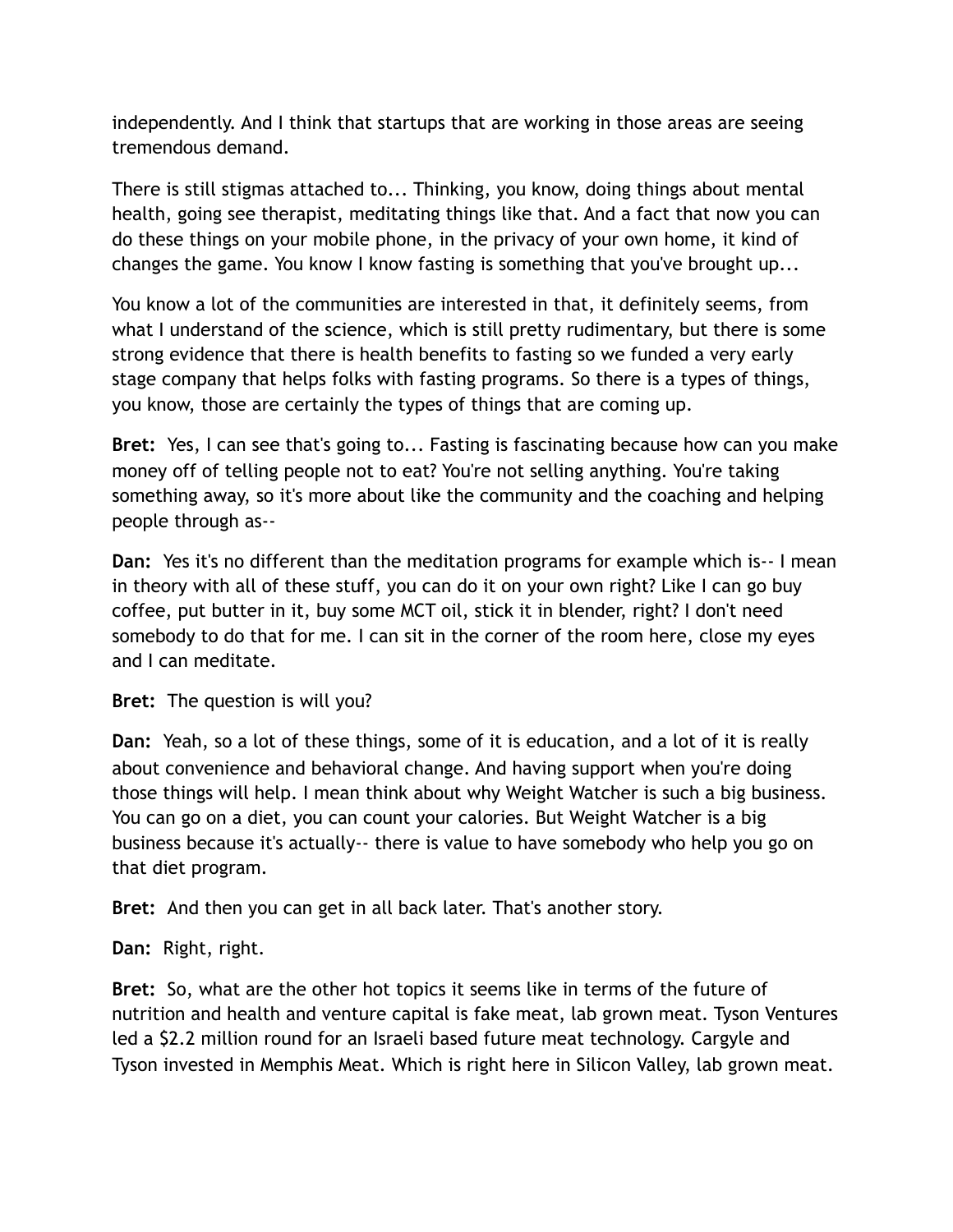independently. And I think that startups that are working in those areas are seeing tremendous demand.

There is still stigmas attached to... Thinking, you know, doing things about mental health, going see therapist, meditating things like that. And a fact that now you can do these things on your mobile phone, in the privacy of your own home, it kind of changes the game. You know I know fasting is something that you've brought up...

You know a lot of the communities are interested in that, it definitely seems, from what I understand of the science, which is still pretty rudimentary, but there is some strong evidence that there is health benefits to fasting so we funded a very early stage company that helps folks with fasting programs. So there is a types of things, you know, those are certainly the types of things that are coming up.

**Bret:** Yes, I can see that's going to... Fasting is fascinating because how can you make money off of telling people not to eat? You're not selling anything. You're taking something away, so it's more about like the community and the coaching and helping people through as--

**Dan:** Yes it's no different than the meditation programs for example which is-- I mean in theory with all of these stuff, you can do it on your own right? Like I can go buy coffee, put butter in it, buy some MCT oil, stick it in blender, right? I don't need somebody to do that for me. I can sit in the corner of the room here, close my eyes and I can meditate.

**Bret:** The question is will you?

**Dan:** Yeah, so a lot of these things, some of it is education, and a lot of it is really about convenience and behavioral change. And having support when you're doing those things will help. I mean think about why Weight Watcher is such a big business. You can go on a diet, you can count your calories. But Weight Watcher is a big business because it's actually-- there is value to have somebody who help you go on that diet program.

**Bret:** And then you can get in all back later. That's another story.

**Dan:** Right, right.

**Bret:** So, what are the other hot topics it seems like in terms of the future of nutrition and health and venture capital is fake meat, lab grown meat. Tyson Ventures led a $2.2 million round for an Israeli based future meat technology. Cargyle and Tyson invested in Memphis Meat. Which is right here in Silicon Valley, lab grown meat.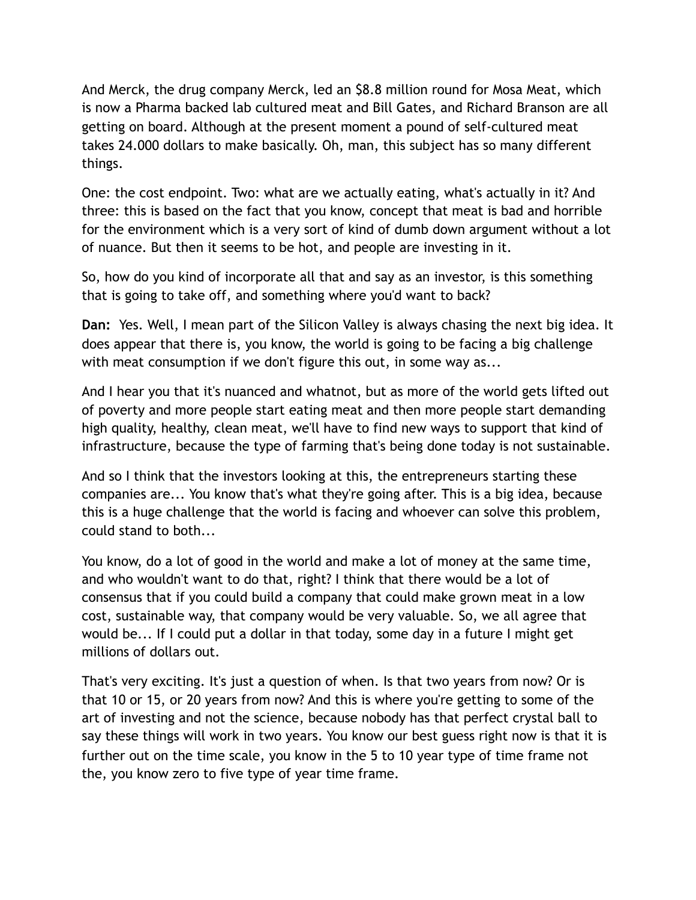And Merck, the drug company Merck, led an $8.8 million round for Mosa Meat, which is now a Pharma backed lab cultured meat and Bill Gates, and Richard Branson are all getting on board. Although at the present moment a pound of self-cultured meat takes 24.000 dollars to make basically. Oh, man, this subject has so many different things.

One: the cost endpoint. Two: what are we actually eating, what's actually in it? And three: this is based on the fact that you know, concept that meat is bad and horrible for the environment which is a very sort of kind of dumb down argument without a lot of nuance. But then it seems to be hot, and people are investing in it.

So, how do you kind of incorporate all that and say as an investor, is this something that is going to take off, and something where you'd want to back?

**Dan:** Yes. Well, I mean part of the Silicon Valley is always chasing the next big idea. It does appear that there is, you know, the world is going to be facing a big challenge with meat consumption if we don't figure this out, in some way as...

And I hear you that it's nuanced and whatnot, but as more of the world gets lifted out of poverty and more people start eating meat and then more people start demanding high quality, healthy, clean meat, we'll have to find new ways to support that kind of infrastructure, because the type of farming that's being done today is not sustainable.

And so I think that the investors looking at this, the entrepreneurs starting these companies are... You know that's what they're going after. This is a big idea, because this is a huge challenge that the world is facing and whoever can solve this problem, could stand to both...

You know, do a lot of good in the world and make a lot of money at the same time, and who wouldn't want to do that, right? I think that there would be a lot of consensus that if you could build a company that could make grown meat in a low cost, sustainable way, that company would be very valuable. So, we all agree that would be... If I could put a dollar in that today, some day in a future I might get millions of dollars out.

That's very exciting. It's just a question of when. Is that two years from now? Or is that 10 or 15, or 20 years from now? And this is where you're getting to some of the art of investing and not the science, because nobody has that perfect crystal ball to say these things will work in two years. You know our best guess right now is that it is further out on the time scale, you know in the 5 to 10 year type of time frame not the, you know zero to five type of year time frame.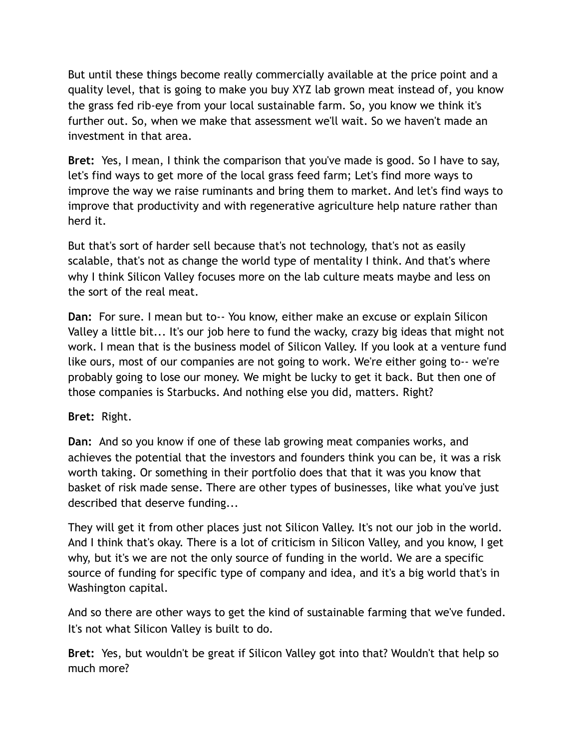But until these things become really commercially available at the price point and a quality level, that is going to make you buy XYZ lab grown meat instead of, you know the grass fed rib-eye from your local sustainable farm. So, you know we think it's further out. So, when we make that assessment we'll wait. So we haven't made an investment in that area.

**Bret:** Yes, I mean, I think the comparison that you've made is good. So I have to say, let's find ways to get more of the local grass feed farm; Let's find more ways to improve the way we raise ruminants and bring them to market. And let's find ways to improve that productivity and with regenerative agriculture help nature rather than herd it.

But that's sort of harder sell because that's not technology, that's not as easily scalable, that's not as change the world type of mentality I think. And that's where why I think Silicon Valley focuses more on the lab culture meats maybe and less on the sort of the real meat.

**Dan:** For sure. I mean but to-- You know, either make an excuse or explain Silicon Valley a little bit... It's our job here to fund the wacky, crazy big ideas that might not work. I mean that is the business model of Silicon Valley. If you look at a venture fund like ours, most of our companies are not going to work. We're either going to-- we're probably going to lose our money. We might be lucky to get it back. But then one of those companies is Starbucks. And nothing else you did, matters. Right?

**Bret:** Right.

**Dan:** And so you know if one of these lab growing meat companies works, and achieves the potential that the investors and founders think you can be, it was a risk worth taking. Or something in their portfolio does that that it was you know that basket of risk made sense. There are other types of businesses, like what you've just described that deserve funding...

They will get it from other places just not Silicon Valley. It's not our job in the world. And I think that's okay. There is a lot of criticism in Silicon Valley, and you know, I get why, but it's we are not the only source of funding in the world. We are a specific source of funding for specific type of company and idea, and it's a big world that's in Washington capital.

And so there are other ways to get the kind of sustainable farming that we've funded. It's not what Silicon Valley is built to do.

**Bret:** Yes, but wouldn't be great if Silicon Valley got into that? Wouldn't that help so much more?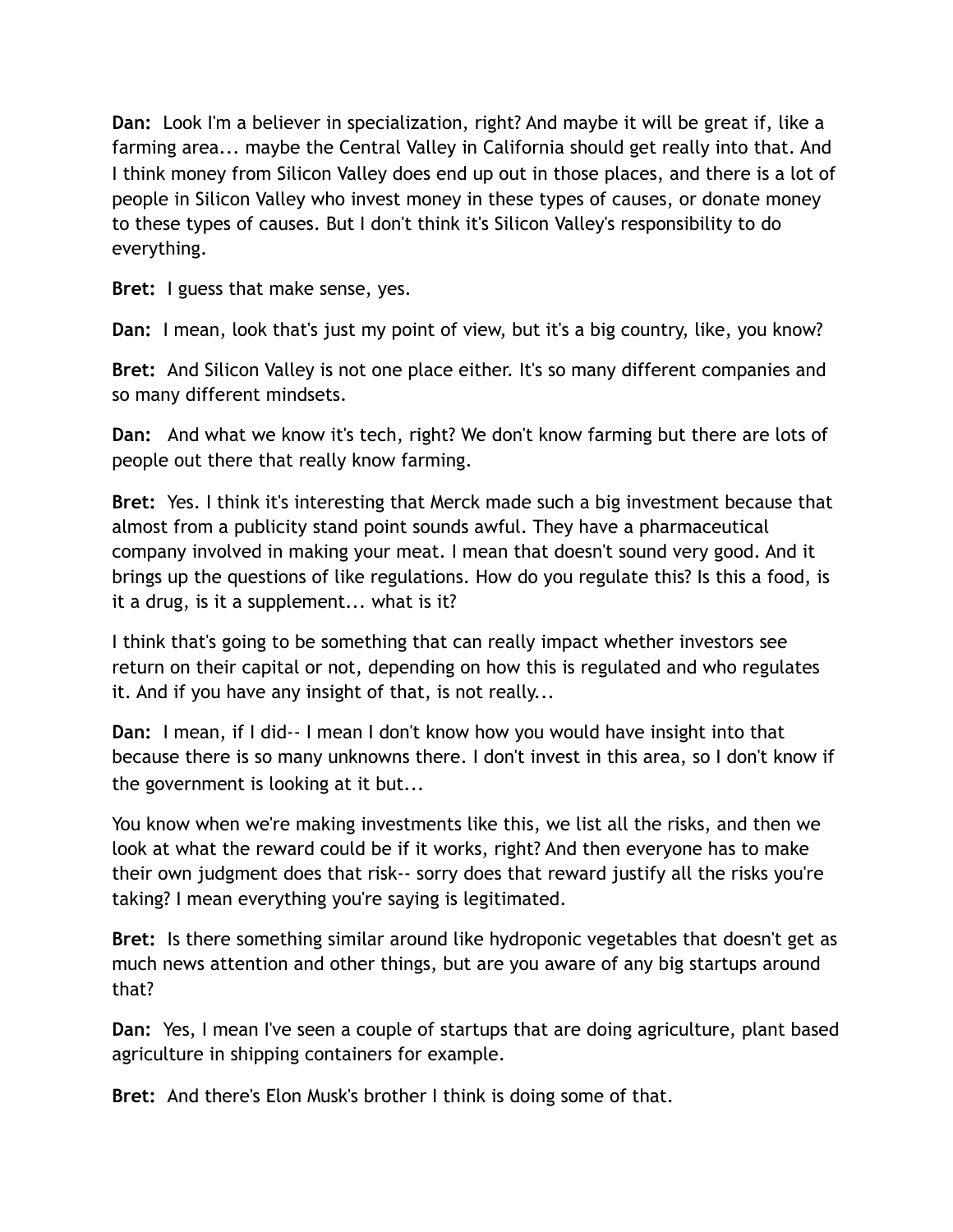**Dan:** Look I'm a believer in specialization, right? And maybe it will be great if, like a farming area... maybe the Central Valley in California should get really into that. And I think money from Silicon Valley does end up out in those places, and there is a lot of people in Silicon Valley who invest money in these types of causes, or donate money to these types of causes. But I don't think it's Silicon Valley's responsibility to do everything.

**Bret:** I guess that make sense, yes.

**Dan:** I mean, look that's just my point of view, but it's a big country, like, you know?

**Bret:** And Silicon Valley is not one place either. It's so many different companies and so many different mindsets.

**Dan:** And what we know it's tech, right? We don't know farming but there are lots of people out there that really know farming.

**Bret:** Yes. I think it's interesting that Merck made such a big investment because that almost from a publicity stand point sounds awful. They have a pharmaceutical company involved in making your meat. I mean that doesn't sound very good. And it brings up the questions of like regulations. How do you regulate this? Is this a food, is it a drug, is it a supplement... what is it?

I think that's going to be something that can really impact whether investors see return on their capital or not, depending on how this is regulated and who regulates it. And if you have any insight of that, is not really...

**Dan:** I mean, if I did-- I mean I don't know how you would have insight into that because there is so many unknowns there. I don't invest in this area, so I don't know if the government is looking at it but...

You know when we're making investments like this, we list all the risks, and then we look at what the reward could be if it works, right? And then everyone has to make their own judgment does that risk-- sorry does that reward justify all the risks you're taking? I mean everything you're saying is legitimated.

**Bret:** Is there something similar around like hydroponic vegetables that doesn't get as much news attention and other things, but are you aware of any big startups around that?

**Dan:** Yes, I mean I've seen a couple of startups that are doing agriculture, plant based agriculture in shipping containers for example.

**Bret:** And there's Elon Musk's brother I think is doing some of that.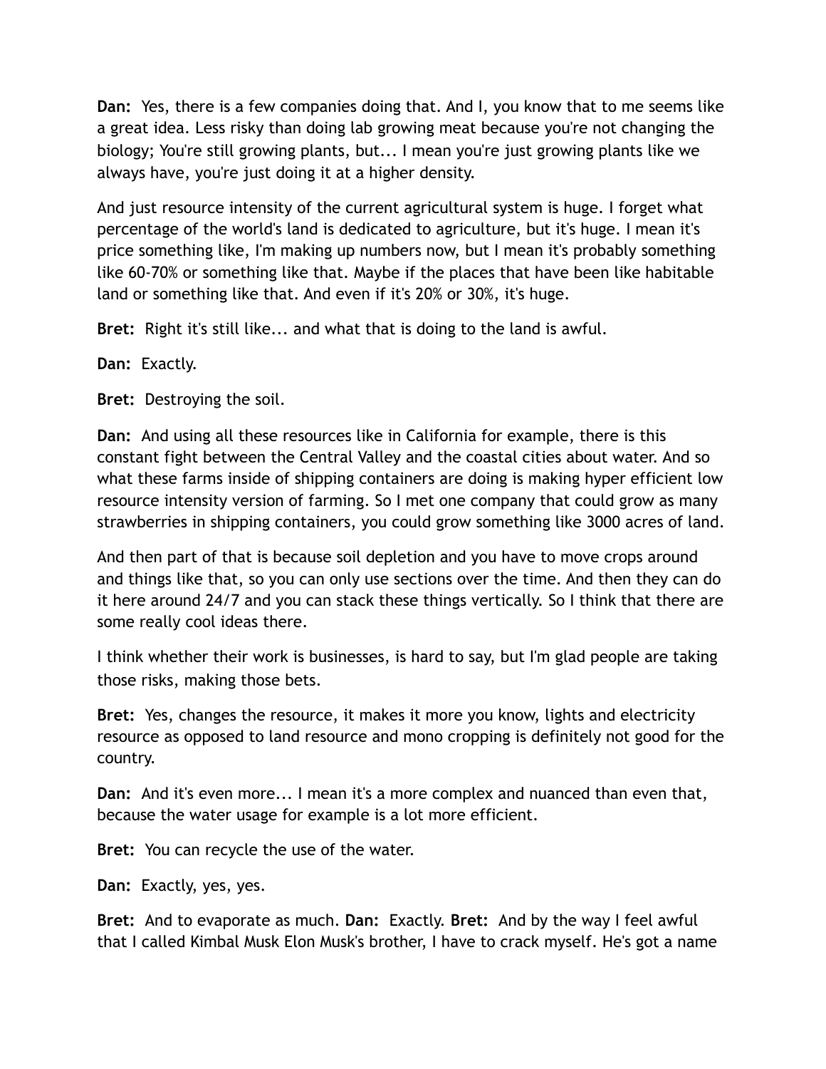**Dan:** Yes, there is a few companies doing that. And I, you know that to me seems like a great idea. Less risky than doing lab growing meat because you're not changing the biology; You're still growing plants, but... I mean you're just growing plants like we always have, you're just doing it at a higher density.

And just resource intensity of the current agricultural system is huge. I forget what percentage of the world's land is dedicated to agriculture, but it's huge. I mean it's price something like, I'm making up numbers now, but I mean it's probably something like 60-70% or something like that. Maybe if the places that have been like habitable land or something like that. And even if it's 20% or 30%, it's huge.

**Bret:** Right it's still like... and what that is doing to the land is awful.

**Dan:** Exactly.

**Bret:** Destroying the soil.

**Dan:** And using all these resources like in California for example, there is this constant fight between the Central Valley and the coastal cities about water. And so what these farms inside of shipping containers are doing is making hyper efficient low resource intensity version of farming. So I met one company that could grow as many strawberries in shipping containers, you could grow something like 3000 acres of land.

And then part of that is because soil depletion and you have to move crops around and things like that, so you can only use sections over the time. And then they can do it here around 24/7 and you can stack these things vertically. So I think that there are some really cool ideas there.

I think whether their work is businesses, is hard to say, but I'm glad people are taking those risks, making those bets.

**Bret:** Yes, changes the resource, it makes it more you know, lights and electricity resource as opposed to land resource and mono cropping is definitely not good for the country.

**Dan:** And it's even more... I mean it's a more complex and nuanced than even that, because the water usage for example is a lot more efficient.

**Bret:** You can recycle the use of the water.

**Dan:** Exactly, yes, yes.

**Bret:** And to evaporate as much. **Dan:** Exactly. **Bret:** And by the way I feel awful that I called Kimbal Musk Elon Musk's brother, I have to crack myself. He's got a name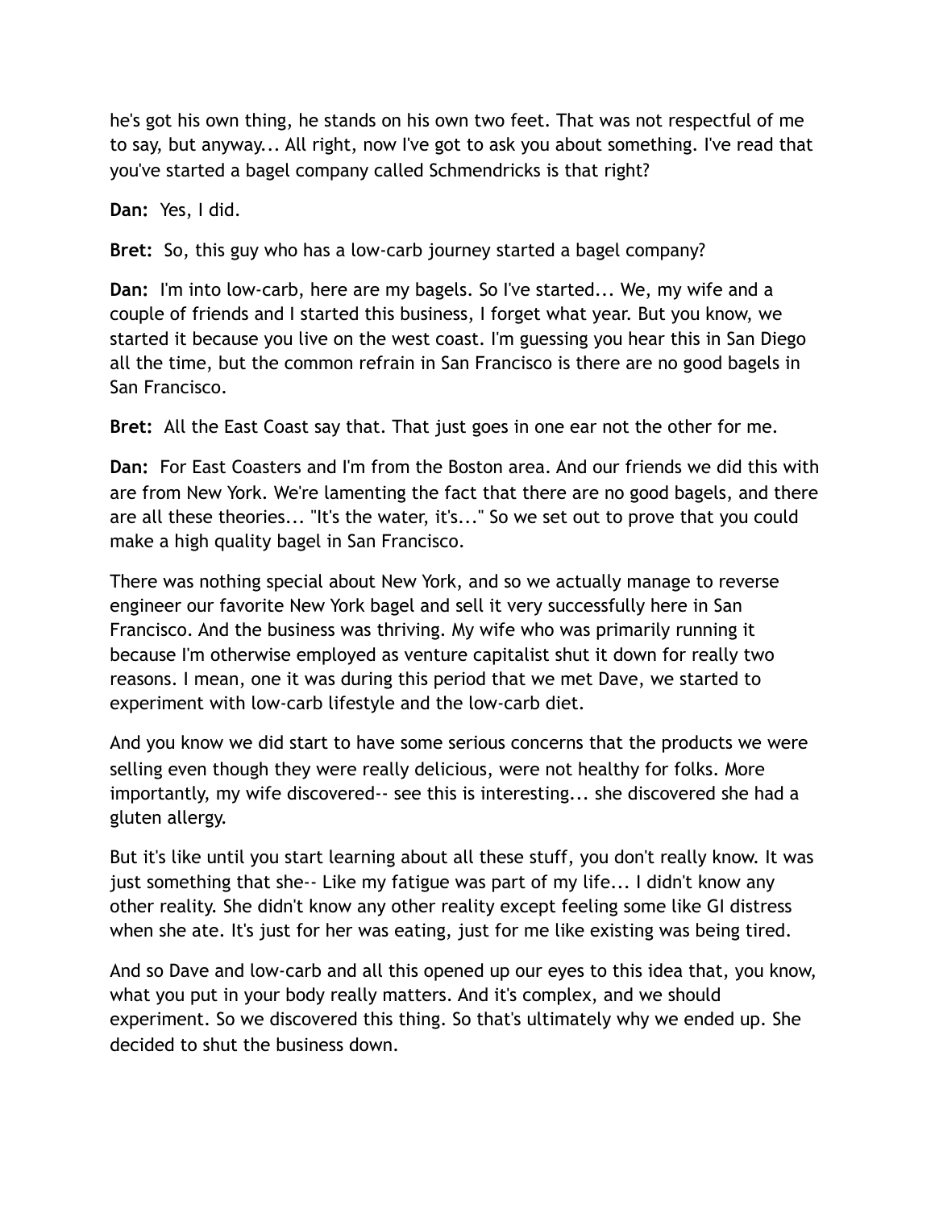he's got his own thing, he stands on his own two feet. That was not respectful of me to say, but anyway... All right, now I've got to ask you about something. I've read that you've started a bagel company called Schmendricks is that right?

**Dan:** Yes, I did.

**Bret:** So, this guy who has a low-carb journey started a bagel company?

**Dan:** I'm into low-carb, here are my bagels. So I've started... We, my wife and a couple of friends and I started this business, I forget what year. But you know, we started it because you live on the west coast. I'm guessing you hear this in San Diego all the time, but the common refrain in San Francisco is there are no good bagels in San Francisco.

**Bret:** All the East Coast say that. That just goes in one ear not the other for me.

**Dan:** For East Coasters and I'm from the Boston area. And our friends we did this with are from New York. We're lamenting the fact that there are no good bagels, and there are all these theories... "It's the water, it's..." So we set out to prove that you could make a high quality bagel in San Francisco.

There was nothing special about New York, and so we actually manage to reverse engineer our favorite New York bagel and sell it very successfully here in San Francisco. And the business was thriving. My wife who was primarily running it because I'm otherwise employed as venture capitalist shut it down for really two reasons. I mean, one it was during this period that we met Dave, we started to experiment with low-carb lifestyle and the low-carb diet.

And you know we did start to have some serious concerns that the products we were selling even though they were really delicious, were not healthy for folks. More importantly, my wife discovered-- see this is interesting... she discovered she had a gluten allergy.

But it's like until you start learning about all these stuff, you don't really know. It was just something that she-- Like my fatigue was part of my life... I didn't know any other reality. She didn't know any other reality except feeling some like GI distress when she ate. It's just for her was eating, just for me like existing was being tired.

And so Dave and low-carb and all this opened up our eyes to this idea that, you know, what you put in your body really matters. And it's complex, and we should experiment. So we discovered this thing. So that's ultimately why we ended up. She decided to shut the business down.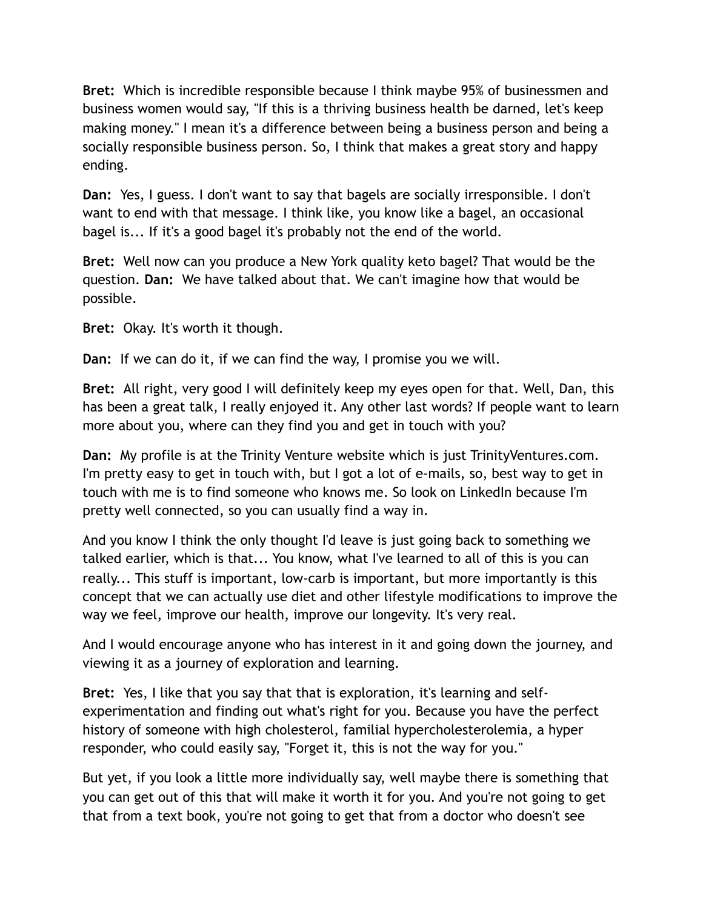**Bret:** Which is incredible responsible because I think maybe 95% of businessmen and business women would say, "If this is a thriving business health be darned, let's keep making money." I mean it's a difference between being a business person and being a socially responsible business person. So, I think that makes a great story and happy ending.

**Dan:** Yes, I guess. I don't want to say that bagels are socially irresponsible. I don't want to end with that message. I think like, you know like a bagel, an occasional bagel is... If it's a good bagel it's probably not the end of the world.

**Bret:** Well now can you produce a New York quality keto bagel? That would be the question. **Dan:** We have talked about that. We can't imagine how that would be possible.

**Bret:** Okay. It's worth it though.

**Dan:** If we can do it, if we can find the way, I promise you we will.

**Bret:** All right, very good I will definitely keep my eyes open for that. Well, Dan, this has been a great talk, I really enjoyed it. Any other last words? If people want to learn more about you, where can they find you and get in touch with you?

**Dan:** My profile is at the Trinity Venture website which is just TrinityVentures.com. I'm pretty easy to get in touch with, but I got a lot of e-mails, so, best way to get in touch with me is to find someone who knows me. So look on LinkedIn because I'm pretty well connected, so you can usually find a way in.

And you know I think the only thought I'd leave is just going back to something we talked earlier, which is that... You know, what I've learned to all of this is you can really... This stuff is important, low-carb is important, but more importantly is this concept that we can actually use diet and other lifestyle modifications to improve the way we feel, improve our health, improve our longevity. It's very real.

And I would encourage anyone who has interest in it and going down the journey, and viewing it as a journey of exploration and learning.

**Bret:** Yes, I like that you say that that is exploration, it's learning and self-experimentation and finding out what's right for you. Because you have the perfect history of someone with high cholesterol, familial hypercholesterolemia, a hyper responder, who could easily say, "Forget it, this is not the way for you."

But yet, if you look a little more individually say, well maybe there is something that you can get out of this that will make it worth it for you. And you're not going to get that from a text book, you're not going to get that from a doctor who doesn't see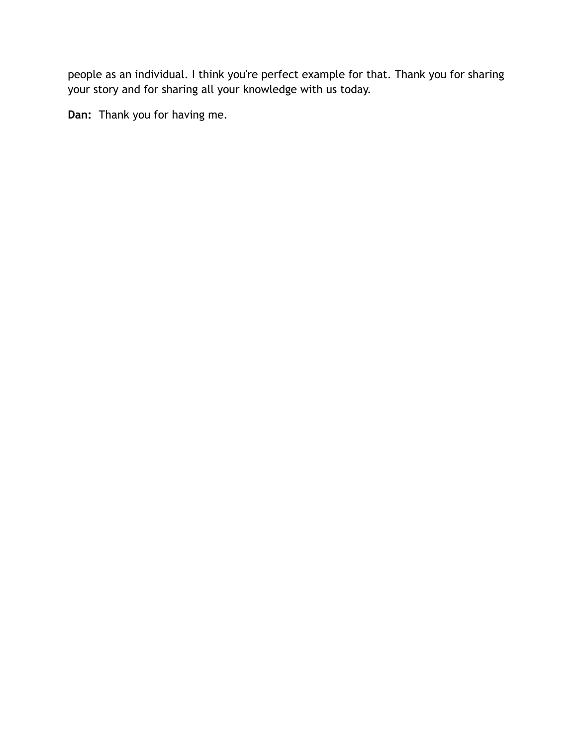people as an individual. I think you're perfect example for that. Thank you for sharing your story and for sharing all your knowledge with us today.

**Dan:** Thank you for having me.